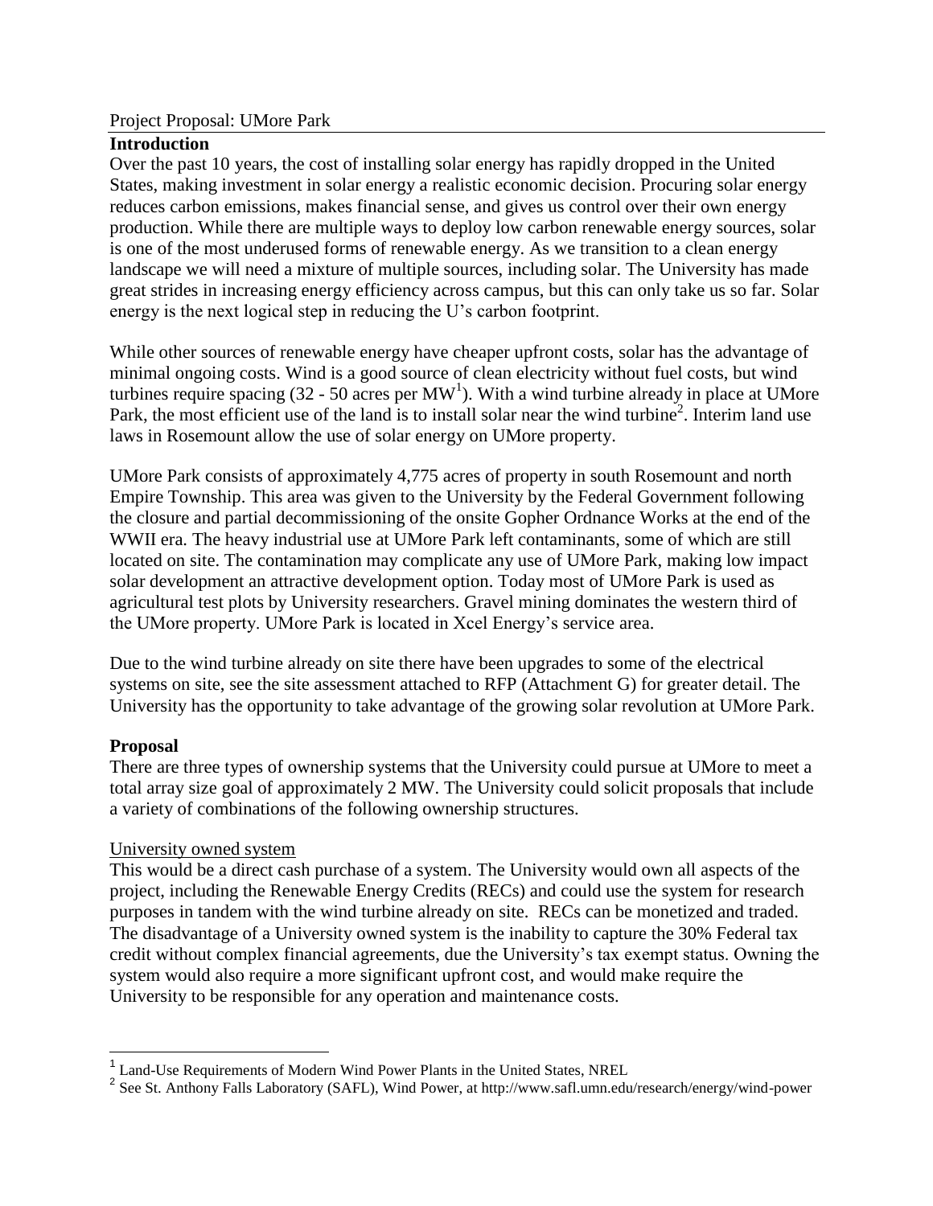Project Proposal: UMore Park

## Introduction

Over the past 10 years, the cost of installing solar energy has rapidly dropped in the United States, making investment in solar energy a realistic economic decision. Procuring solar energy reduces carbon emissions, makes financial sense, and gives us control over their own energy production. While there are multiple ways to deploy low carbon renewable energy sources, solar is one of the most underused forms of renewable energy. As we transition to a clean energy landscape we will need a mixture of multiple sources, including solar. The University has made great strides in increasing energy efficiency across campus, but this can only take us so far. Solar energy is the next logical step in reducing the U's carbon footprint.

While other sources of renewable energy have cheaper upfront costs, solar has the advantage of minimal ongoing costs. Wind is a good source of clean electricity without fuel costs, but wind turbines require spacing (32 - 50 acres per MW[1]). With a wind turbine already in place at UMore Park, the most efficient use of the land is to install solar near the wind turbine[2]. Interim land use laws in Rosemount allow the use of solar energy on UMore property.

UMore Park consists of approximately 4,775 acres of property in south Rosemount and north Empire Township. This area was given to the University by the Federal Government following the closure and partial decommissioning of the onsite Gopher Ordnance Works at the end of the WWII era. The heavy industrial use at UMore Park left contaminants, some of which are still located on site. The contamination may complicate any use of UMore Park, making low impact solar development an attractive development option. Today most of UMore Park is used as agricultural test plots by University researchers. Gravel mining dominates the western third of the UMore property. UMore Park is located in Xcel Energy's service area.

Due to the wind turbine already on site there have been upgrades to some of the electrical systems on site, see the site assessment attached to RFP (Attachment G) for greater detail. The University has the opportunity to take advantage of the growing solar revolution at UMore Park.

## Proposal

There are three types of ownership systems that the University could pursue at UMore to meet a total array size goal of approximately 2 MW. The University could solicit proposals that include a variety of combinations of the following ownership structures.

### University owned system

This would be a direct cash purchase of a system. The University would own all aspects of the project, including the Renewable Energy Credits (RECs) and could use the system for research purposes in tandem with the wind turbine already on site. RECs can be monetized and traded. The disadvantage of a University owned system is the inability to capture the 30% Federal tax credit without complex financial agreements, due the University's tax exempt status. Owning the system would also require a more significant upfront cost, and would make require the University to be responsible for any operation and maintenance costs.

---

[1] Land-Use Requirements of Modern Wind Power Plants in the United States, NREL

[2] See St. Anthony Falls Laboratory (SAFL), Wind Power, at http://www.safl.umn.edu/research/energy/wind-power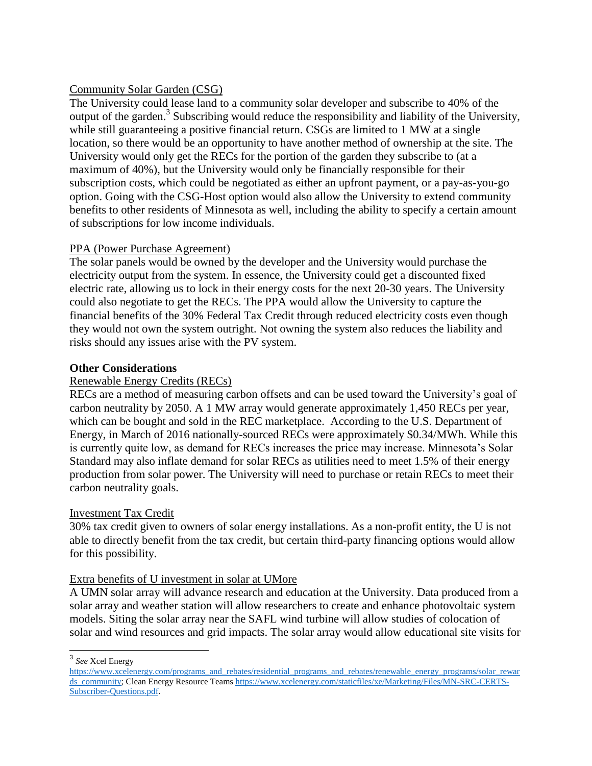Community Solar Garden (CSG)

The University could lease land to a community solar developer and subscribe to 40% of the output of the garden.[3] Subscribing would reduce the responsibility and liability of the University, while still guaranteeing a positive financial return. CSGs are limited to 1 MW at a single location, so there would be an opportunity to have another method of ownership at the site. The University would only get the RECs for the portion of the garden they subscribe to (at a maximum of 40%), but the University would only be financially responsible for their subscription costs, which could be negotiated as either an upfront payment, or a pay-as-you-go option. Going with the CSG-Host option would also allow the University to extend community benefits to other residents of Minnesota as well, including the ability to specify a certain amount of subscriptions for low income individuals.

PPA (Power Purchase Agreement)

The solar panels would be owned by the developer and the University would purchase the electricity output from the system. In essence, the University could get a discounted fixed electric rate, allowing us to lock in their energy costs for the next 20-30 years. The University could also negotiate to get the RECs. The PPA would allow the University to capture the financial benefits of the 30% Federal Tax Credit through reduced electricity costs even though they would not own the system outright. Not owning the system also reduces the liability and risks should any issues arise with the PV system.

**Other Considerations**

Renewable Energy Credits (RECs)

RECs are a method of measuring carbon offsets and can be used toward the University's goal of carbon neutrality by 2050. A 1 MW array would generate approximately 1,450 RECs per year, which can be bought and sold in the REC marketplace. According to the U.S. Department of Energy, in March of 2016 nationally-sourced RECs were approximately $0.34/MWh. While this is currently quite low, as demand for RECs increases the price may increase. Minnesota's Solar Standard may also inflate demand for solar RECs as utilities need to meet 1.5% of their energy production from solar power. The University will need to purchase or retain RECs to meet their carbon neutrality goals.

Investment Tax Credit

30% tax credit given to owners of solar energy installations. As a non-profit entity, the U is not able to directly benefit from the tax credit, but certain third-party financing options would allow for this possibility.

Extra benefits of U investment in solar at UMore

A UMN solar array will advance research and education at the University. Data produced from a solar array and weather station will allow researchers to create and enhance photovoltaic system models. Siting the solar array near the SAFL wind turbine will allow studies of colocation of solar and wind resources and grid impacts. The solar array would allow educational site visits for

---

[3] *See* Xcel Energy https://www.xcelenergy.com/programs_and_rebates/residential_programs_and_rebates/renewable_energy_programs/solar_rewards_community; Clean Energy Resource Teams https://www.xcelenergy.com/staticfiles/xe/Marketing/Files/MN-SRC-CERTS-Subscriber-Questions.pdf.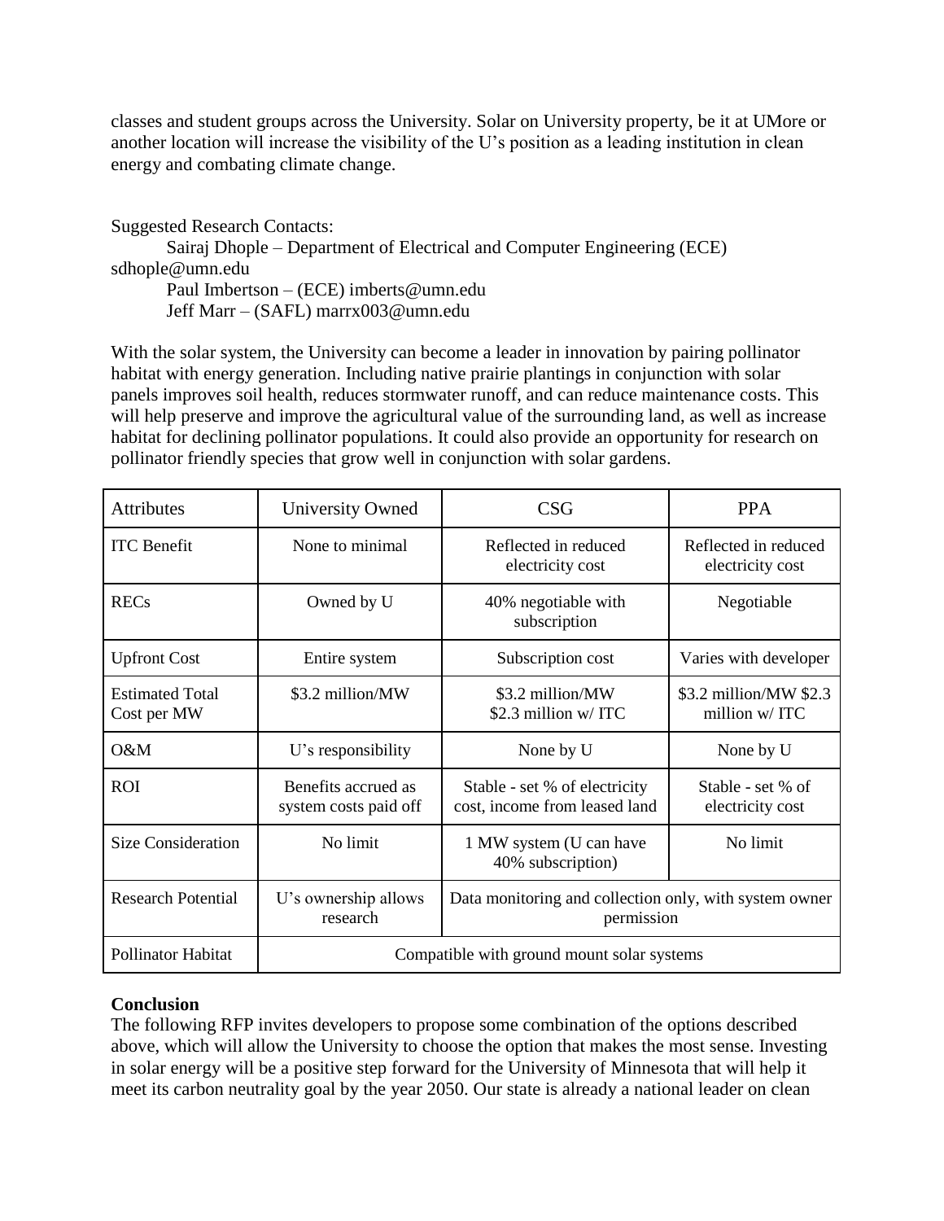classes and student groups across the University. Solar on University property, be it at UMore or another location will increase the visibility of the U's position as a leading institution in clean energy and combating climate change.

Suggested Research Contacts:

Sairaj Dhople – Department of Electrical and Computer Engineering (ECE) sdhople@umn.edu

Paul Imbertson – (ECE) imberts@umn.edu

Jeff Marr – (SAFL) marrx003@umn.edu

With the solar system, the University can become a leader in innovation by pairing pollinator habitat with energy generation. Including native prairie plantings in conjunction with solar panels improves soil health, reduces stormwater runoff, and can reduce maintenance costs. This will help preserve and improve the agricultural value of the surrounding land, as well as increase habitat for declining pollinator populations. It could also provide an opportunity for research on pollinator friendly species that grow well in conjunction with solar gardens.

| Attributes | University Owned | CSG | PPA |
| --- | --- | --- | --- |
| ITC Benefit | None to minimal | Reflected in reduced electricity cost | Reflected in reduced electricity cost |
| RECs | Owned by U | 40% negotiable with subscription | Negotiable |
| Upfront Cost | Entire system | Subscription cost | Varies with developer |
| Estimated Total Cost per MW | \$3.2 million/MW | \$3.2 million/MW \$2.3 million w/ ITC | \$3.2 million/MW \$2.3 million w/ ITC |
| O&M | U's responsibility | None by U | None by U |
| ROI | Benefits accrued as system costs paid off | Stable - set % of electricity cost, income from leased land | Stable - set % of electricity cost |
| Size Consideration | No limit | 1 MW system (U can have 40% subscription) | No limit |
| Research Potential | U's ownership allows research | Data monitoring and collection only, with system owner permission | |
| Pollinator Habitat | Compatible with ground mount solar systems | | |

**Conclusion**

The following RFP invites developers to propose some combination of the options described above, which will allow the University to choose the option that makes the most sense. Investing in solar energy will be a positive step forward for the University of Minnesota that will help it meet its carbon neutrality goal by the year 2050. Our state is already a national leader on clean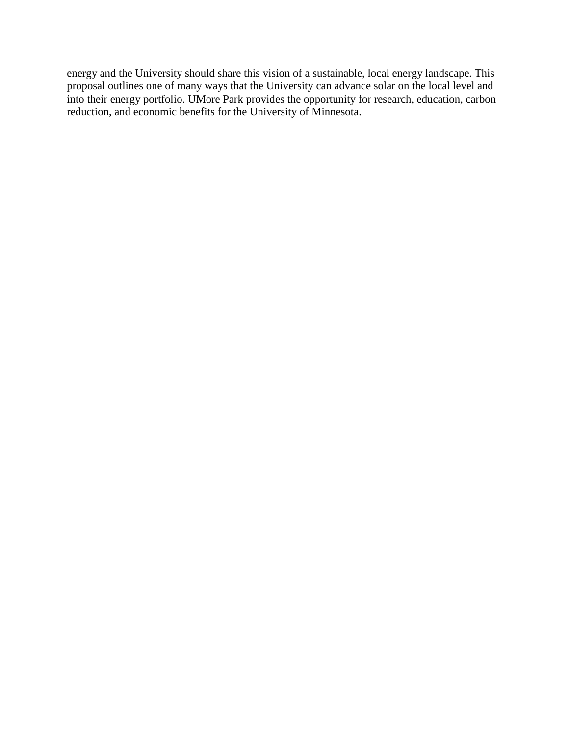energy and the University should share this vision of a sustainable, local energy landscape. This proposal outlines one of many ways that the University can advance solar on the local level and into their energy portfolio. UMore Park provides the opportunity for research, education, carbon reduction, and economic benefits for the University of Minnesota.